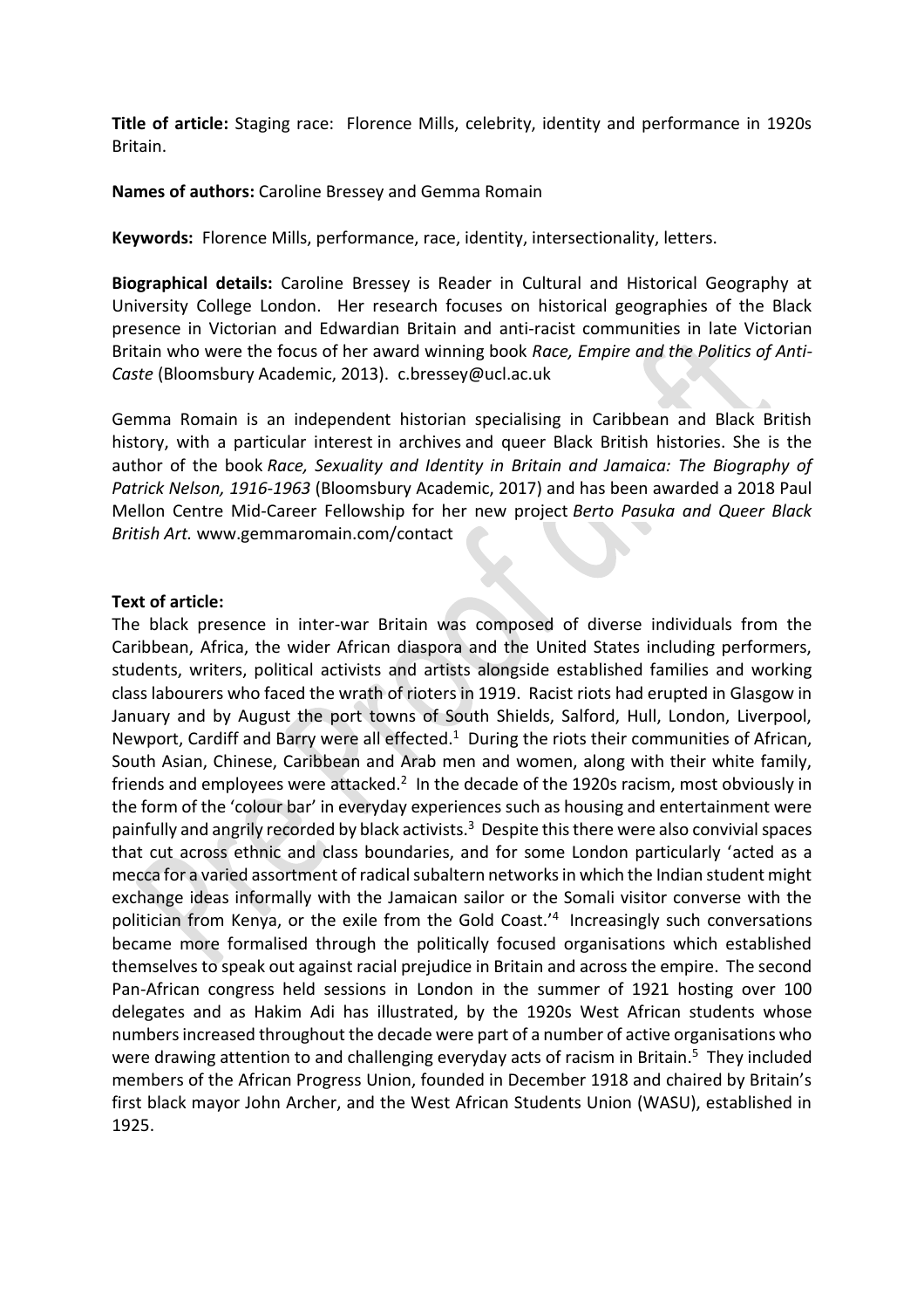**Title of article:** Staging race: Florence Mills, celebrity, identity and performance in 1920s Britain.

**Names of authors:** Caroline Bressey and Gemma Romain

**Keywords:** Florence Mills, performance, race, identity, intersectionality, letters.

**Biographical details:** Caroline Bressey is Reader in Cultural and Historical Geography at University College London. Her research focuses on historical geographies of the Black presence in Victorian and Edwardian Britain and anti-racist communities in late Victorian Britain who were the focus of her award winning book *Race, Empire and the Politics of Anti-Caste* (Bloomsbury Academic, 2013). c.bressey@ucl.ac.uk

Gemma Romain is an independent historian specialising in Caribbean and Black British history, with a particular interest in archives and queer Black British histories. She is the author of the book *Race, Sexuality and Identity in Britain and Jamaica: The Biography of Patrick Nelson, 1916-1963* (Bloomsbury Academic, 2017) and has been awarded a 2018 Paul Mellon Centre Mid-Career Fellowship for her new project *Berto Pasuka and Queer Black British Art.* www.gemmaromain.com/contact

**Text of article:**

The black presence in inter-war Britain was composed of diverse individuals from the Caribbean, Africa, the wider African diaspora and the United States including performers, students, writers, political activists and artists alongside established families and working class labourers who faced the wrath of rioters in 1919. Racist riots had erupted in Glasgow in January and by August the port towns of South Shields, Salford, Hull, London, Liverpool, Newport, Cardiff and Barry were all effected.[1] During the riots their communities of African, South Asian, Chinese, Caribbean and Arab men and women, along with their white family, friends and employees were attacked.[2] In the decade of the 1920s racism, most obviously in the form of the 'colour bar' in everyday experiences such as housing and entertainment were painfully and angrily recorded by black activists.[3] Despite this there were also convivial spaces that cut across ethnic and class boundaries, and for some London particularly 'acted as a mecca for a varied assortment of radical subaltern networks in which the Indian student might exchange ideas informally with the Jamaican sailor or the Somali visitor converse with the politician from Kenya, or the exile from the Gold Coast.'[4] Increasingly such conversations became more formalised through the politically focused organisations which established themselves to speak out against racial prejudice in Britain and across the empire. The second Pan-African congress held sessions in London in the summer of 1921 hosting over 100 delegates and as Hakim Adi has illustrated, by the 1920s West African students whose numbers increased throughout the decade were part of a number of active organisations who were drawing attention to and challenging everyday acts of racism in Britain.[5] They included members of the African Progress Union, founded in December 1918 and chaired by Britain's first black mayor John Archer, and the West African Students Union (WASU), established in 1925.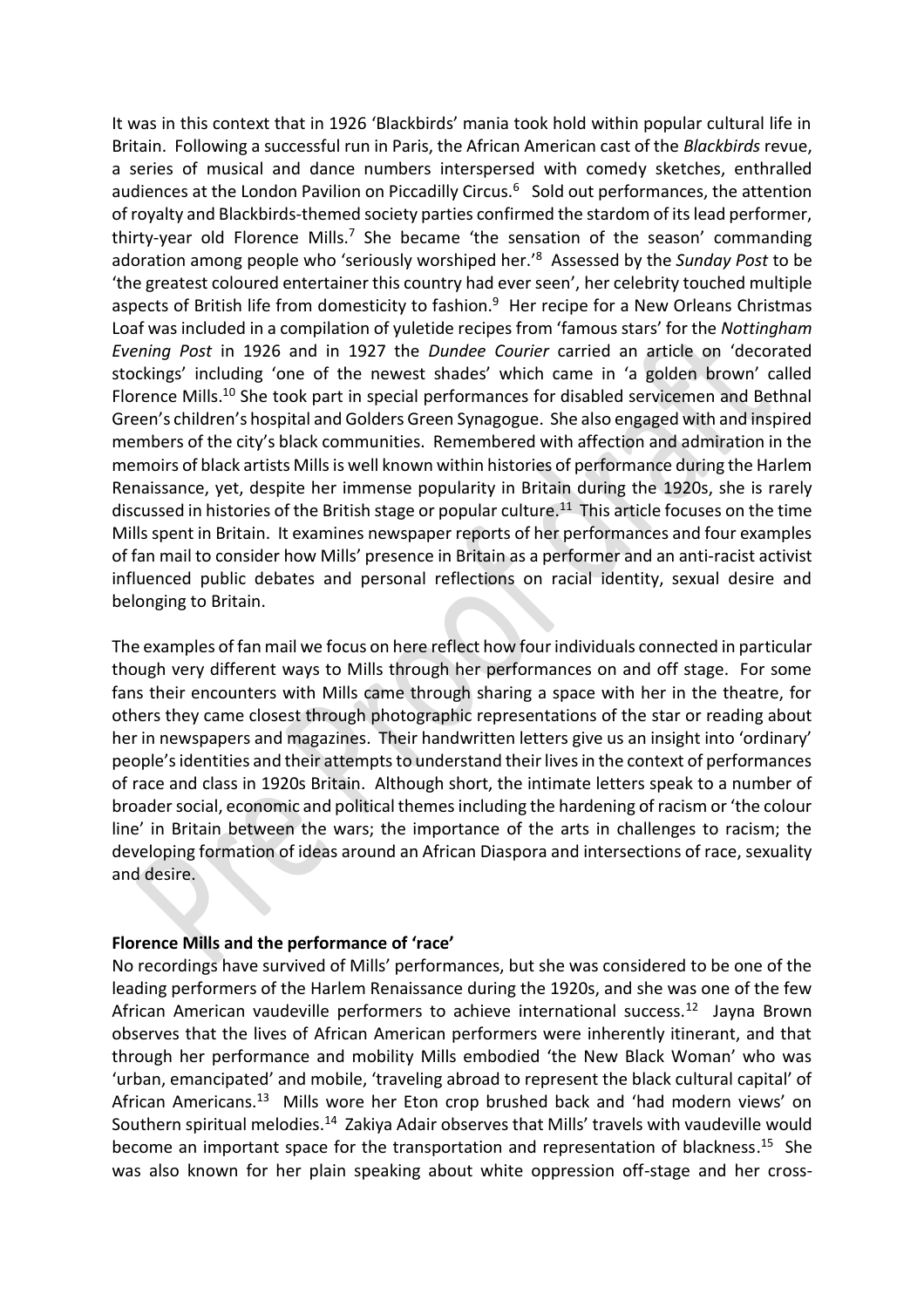It was in this context that in 1926 'Blackbirds' mania took hold within popular cultural life in Britain. Following a successful run in Paris, the African American cast of the *Blackbirds* revue, a series of musical and dance numbers interspersed with comedy sketches, enthralled audiences at the London Pavilion on Piccadilly Circus.[6] Sold out performances, the attention of royalty and Blackbirds-themed society parties confirmed the stardom of its lead performer, thirty-year old Florence Mills.[7] She became 'the sensation of the season' commanding adoration among people who 'seriously worshiped her.'[8] Assessed by the *Sunday Post* to be 'the greatest coloured entertainer this country had ever seen', her celebrity touched multiple aspects of British life from domesticity to fashion.[9] Her recipe for a New Orleans Christmas Loaf was included in a compilation of yuletide recipes from 'famous stars' for the *Nottingham Evening Post* in 1926 and in 1927 the *Dundee Courier* carried an article on 'decorated stockings' including 'one of the newest shades' which came in 'a golden brown' called Florence Mills.[10] She took part in special performances for disabled servicemen and Bethnal Green's children's hospital and Golders Green Synagogue. She also engaged with and inspired members of the city's black communities. Remembered with affection and admiration in the memoirs of black artists Mills is well known within histories of performance during the Harlem Renaissance, yet, despite her immense popularity in Britain during the 1920s, she is rarely discussed in histories of the British stage or popular culture.[11] This article focuses on the time Mills spent in Britain. It examines newspaper reports of her performances and four examples of fan mail to consider how Mills' presence in Britain as a performer and an anti-racist activist influenced public debates and personal reflections on racial identity, sexual desire and belonging to Britain.

The examples of fan mail we focus on here reflect how four individuals connected in particular though very different ways to Mills through her performances on and off stage. For some fans their encounters with Mills came through sharing a space with her in the theatre, for others they came closest through photographic representations of the star or reading about her in newspapers and magazines. Their handwritten letters give us an insight into 'ordinary' people's identities and their attempts to understand their lives in the context of performances of race and class in 1920s Britain. Although short, the intimate letters speak to a number of broader social, economic and political themes including the hardening of racism or 'the colour line' in Britain between the wars; the importance of the arts in challenges to racism; the developing formation of ideas around an African Diaspora and intersections of race, sexuality and desire.

**Florence Mills and the performance of 'race'**

No recordings have survived of Mills' performances, but she was considered to be one of the leading performers of the Harlem Renaissance during the 1920s, and she was one of the few African American vaudeville performers to achieve international success.[12] Jayna Brown observes that the lives of African American performers were inherently itinerant, and that through her performance and mobility Mills embodied 'the New Black Woman' who was 'urban, emancipated' and mobile, 'traveling abroad to represent the black cultural capital' of African Americans.[13] Mills wore her Eton crop brushed back and 'had modern views' on Southern spiritual melodies.[14] Zakiya Adair observes that Mills' travels with vaudeville would become an important space for the transportation and representation of blackness.[15] She was also known for her plain speaking about white oppression off-stage and her cross-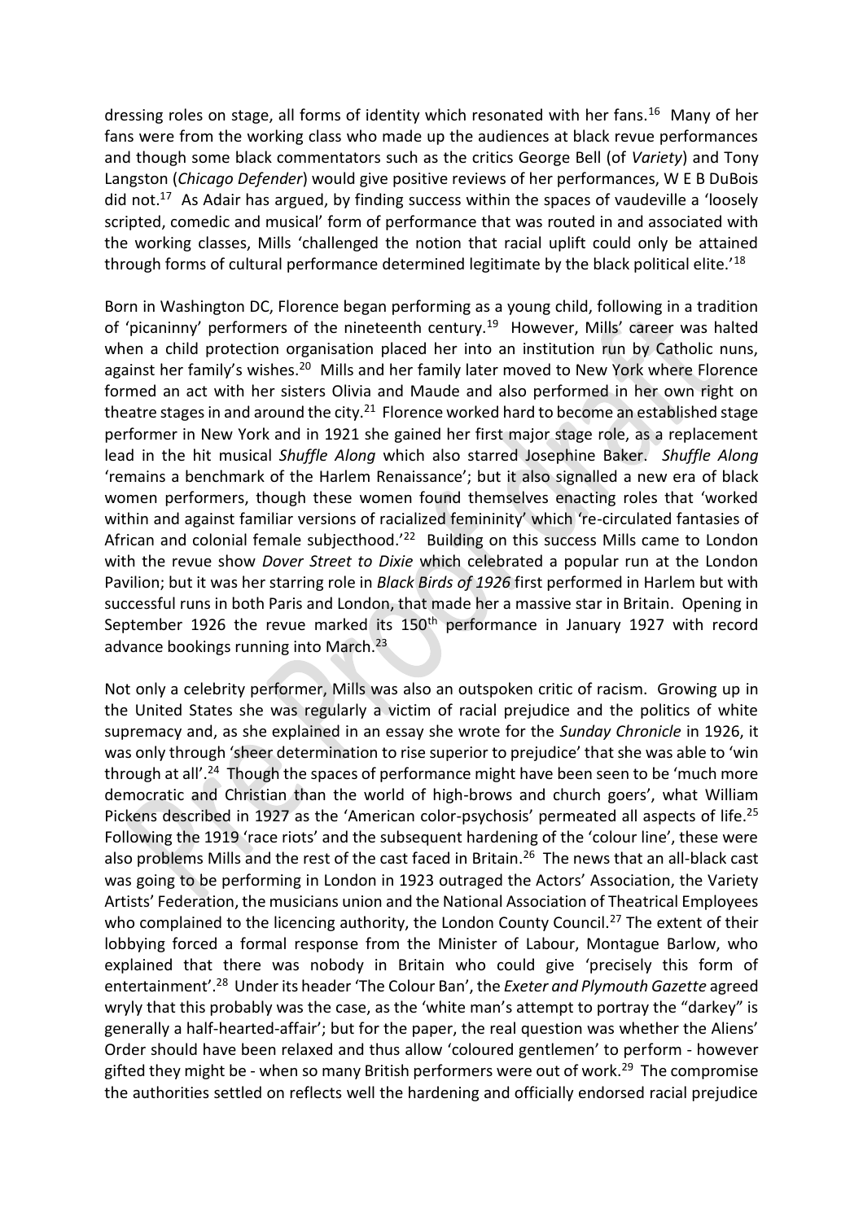dressing roles on stage, all forms of identity which resonated with her fans.[16] Many of her fans were from the working class who made up the audiences at black revue performances and though some black commentators such as the critics George Bell (of *Variety*) and Tony Langston (*Chicago Defender*) would give positive reviews of her performances, W E B DuBois did not.[17] As Adair has argued, by finding success within the spaces of vaudeville a 'loosely scripted, comedic and musical' form of performance that was routed in and associated with the working classes, Mills 'challenged the notion that racial uplift could only be attained through forms of cultural performance determined legitimate by the black political elite.'[18]

Born in Washington DC, Florence began performing as a young child, following in a tradition of 'picaninny' performers of the nineteenth century.[19] However, Mills' career was halted when a child protection organisation placed her into an institution run by Catholic nuns, against her family's wishes.[20] Mills and her family later moved to New York where Florence formed an act with her sisters Olivia and Maude and also performed in her own right on theatre stages in and around the city.[21] Florence worked hard to become an established stage performer in New York and in 1921 she gained her first major stage role, as a replacement lead in the hit musical *Shuffle Along* which also starred Josephine Baker. *Shuffle Along* 'remains a benchmark of the Harlem Renaissance'; but it also signalled a new era of black women performers, though these women found themselves enacting roles that 'worked within and against familiar versions of racialized femininity' which 're-circulated fantasies of African and colonial female subjecthood.'[22] Building on this success Mills came to London with the revue show *Dover Street to Dixie* which celebrated a popular run at the London Pavilion; but it was her starring role in *Black Birds of 1926* first performed in Harlem but with successful runs in both Paris and London, that made her a massive star in Britain. Opening in September 1926 the revue marked its 150th performance in January 1927 with record advance bookings running into March.[23]

Not only a celebrity performer, Mills was also an outspoken critic of racism. Growing up in the United States she was regularly a victim of racial prejudice and the politics of white supremacy and, as she explained in an essay she wrote for the *Sunday Chronicle* in 1926, it was only through 'sheer determination to rise superior to prejudice' that she was able to 'win through at all'.[24] Though the spaces of performance might have been seen to be 'much more democratic and Christian than the world of high-brows and church goers', what William Pickens described in 1927 as the 'American color-psychosis' permeated all aspects of life.[25] Following the 1919 'race riots' and the subsequent hardening of the 'colour line', these were also problems Mills and the rest of the cast faced in Britain.[26] The news that an all-black cast was going to be performing in London in 1923 outraged the Actors' Association, the Variety Artists' Federation, the musicians union and the National Association of Theatrical Employees who complained to the licencing authority, the London County Council.[27] The extent of their lobbying forced a formal response from the Minister of Labour, Montague Barlow, who explained that there was nobody in Britain who could give 'precisely this form of entertainment'.[28] Under its header 'The Colour Ban', the *Exeter and Plymouth Gazette* agreed wryly that this probably was the case, as the 'white man's attempt to portray the "darkey" is generally a half-hearted-affair'; but for the paper, the real question was whether the Aliens' Order should have been relaxed and thus allow 'coloured gentlemen' to perform - however gifted they might be - when so many British performers were out of work.[29] The compromise the authorities settled on reflects well the hardening and officially endorsed racial prejudice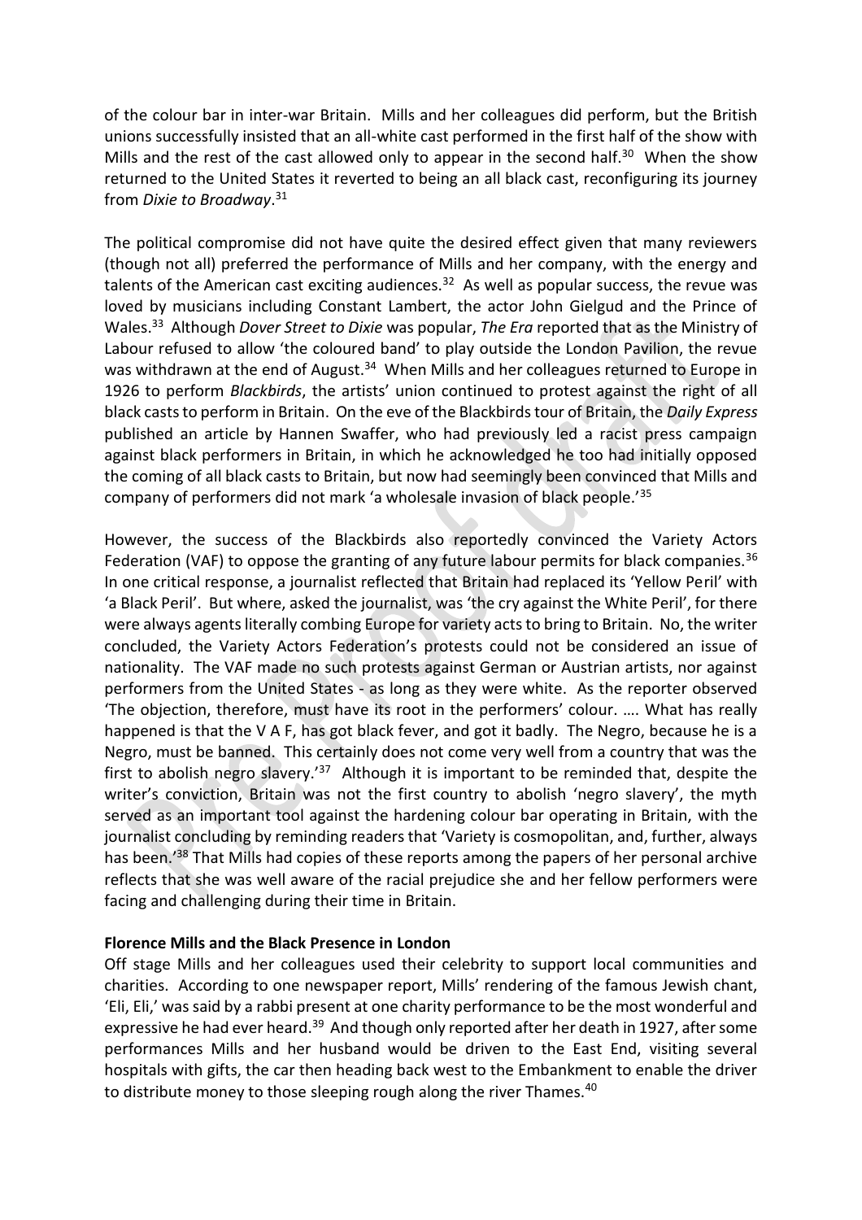of the colour bar in inter-war Britain. Mills and her colleagues did perform, but the British unions successfully insisted that an all-white cast performed in the first half of the show with Mills and the rest of the cast allowed only to appear in the second half.[30] When the show returned to the United States it reverted to being an all black cast, reconfiguring its journey from *Dixie to Broadway*.[31]

The political compromise did not have quite the desired effect given that many reviewers (though not all) preferred the performance of Mills and her company, with the energy and talents of the American cast exciting audiences.[32] As well as popular success, the revue was loved by musicians including Constant Lambert, the actor John Gielgud and the Prince of Wales.[33] Although *Dover Street to Dixie* was popular, *The Era* reported that as the Ministry of Labour refused to allow 'the coloured band' to play outside the London Pavilion, the revue was withdrawn at the end of August.[34] When Mills and her colleagues returned to Europe in 1926 to perform *Blackbirds*, the artists' union continued to protest against the right of all black casts to perform in Britain. On the eve of the Blackbirds tour of Britain, the *Daily Express* published an article by Hannen Swaffer, who had previously led a racist press campaign against black performers in Britain, in which he acknowledged he too had initially opposed the coming of all black casts to Britain, but now had seemingly been convinced that Mills and company of performers did not mark 'a wholesale invasion of black people.'[35]

However, the success of the Blackbirds also reportedly convinced the Variety Actors Federation (VAF) to oppose the granting of any future labour permits for black companies.[36] In one critical response, a journalist reflected that Britain had replaced its 'Yellow Peril' with 'a Black Peril'. But where, asked the journalist, was 'the cry against the White Peril', for there were always agents literally combing Europe for variety acts to bring to Britain. No, the writer concluded, the Variety Actors Federation's protests could not be considered an issue of nationality. The VAF made no such protests against German or Austrian artists, nor against performers from the United States - as long as they were white. As the reporter observed 'The objection, therefore, must have its root in the performers' colour. …. What has really happened is that the V A F, has got black fever, and got it badly. The Negro, because he is a Negro, must be banned. This certainly does not come very well from a country that was the first to abolish negro slavery.'[37] Although it is important to be reminded that, despite the writer's conviction, Britain was not the first country to abolish 'negro slavery', the myth served as an important tool against the hardening colour bar operating in Britain, with the journalist concluding by reminding readers that 'Variety is cosmopolitan, and, further, always has been.'[38] That Mills had copies of these reports among the papers of her personal archive reflects that she was well aware of the racial prejudice she and her fellow performers were facing and challenging during their time in Britain.

**Florence Mills and the Black Presence in London**

Off stage Mills and her colleagues used their celebrity to support local communities and charities. According to one newspaper report, Mills' rendering of the famous Jewish chant, 'Eli, Eli,' was said by a rabbi present at one charity performance to be the most wonderful and expressive he had ever heard.[39] And though only reported after her death in 1927, after some performances Mills and her husband would be driven to the East End, visiting several hospitals with gifts, the car then heading back west to the Embankment to enable the driver to distribute money to those sleeping rough along the river Thames.[40]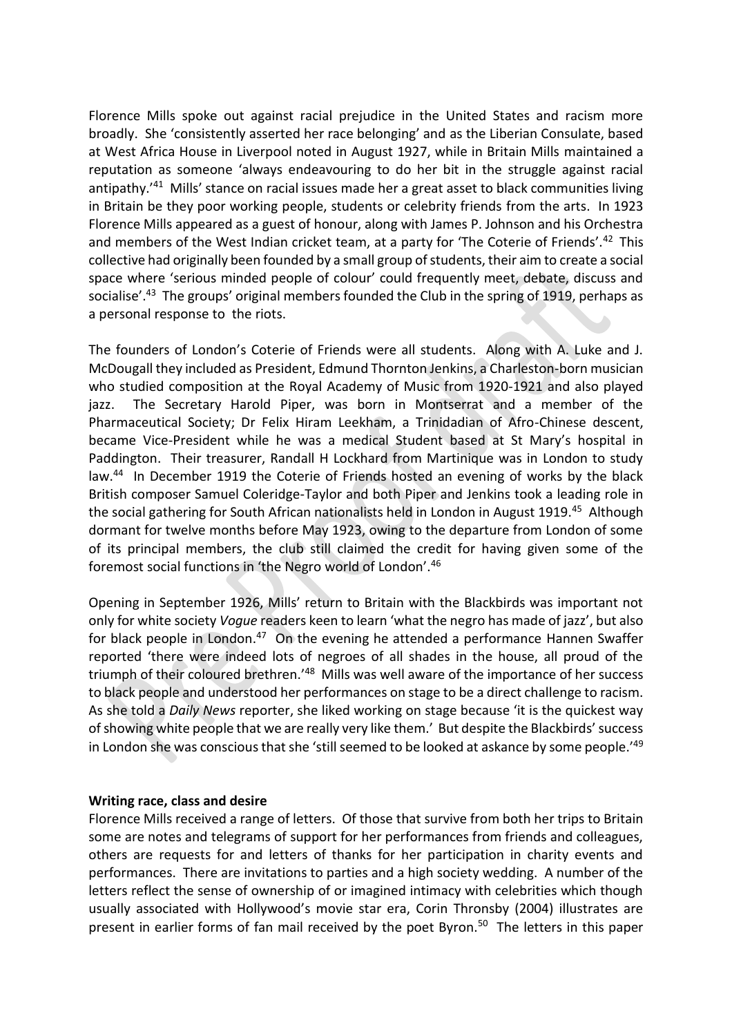Florence Mills spoke out against racial prejudice in the United States and racism more broadly. She 'consistently asserted her race belonging' and as the Liberian Consulate, based at West Africa House in Liverpool noted in August 1927, while in Britain Mills maintained a reputation as someone 'always endeavouring to do her bit in the struggle against racial antipathy.'[41] Mills' stance on racial issues made her a great asset to black communities living in Britain be they poor working people, students or celebrity friends from the arts. In 1923 Florence Mills appeared as a guest of honour, along with James P. Johnson and his Orchestra and members of the West Indian cricket team, at a party for 'The Coterie of Friends'.[42] This collective had originally been founded by a small group of students, their aim to create a social space where 'serious minded people of colour' could frequently meet, debate, discuss and socialise'.[43] The groups' original members founded the Club in the spring of 1919, perhaps as a personal response to the riots.

The founders of London's Coterie of Friends were all students. Along with A. Luke and J. McDougall they included as President, Edmund Thornton Jenkins, a Charleston-born musician who studied composition at the Royal Academy of Music from 1920-1921 and also played jazz. The Secretary Harold Piper, was born in Montserrat and a member of the Pharmaceutical Society; Dr Felix Hiram Leekham, a Trinidadian of Afro-Chinese descent, became Vice-President while he was a medical Student based at St Mary's hospital in Paddington. Their treasurer, Randall H Lockhard from Martinique was in London to study law.[44] In December 1919 the Coterie of Friends hosted an evening of works by the black British composer Samuel Coleridge-Taylor and both Piper and Jenkins took a leading role in the social gathering for South African nationalists held in London in August 1919.[45] Although dormant for twelve months before May 1923, owing to the departure from London of some of its principal members, the club still claimed the credit for having given some of the foremost social functions in 'the Negro world of London'.[46]

Opening in September 1926, Mills' return to Britain with the Blackbirds was important not only for white society *Vogue* readers keen to learn 'what the negro has made of jazz', but also for black people in London.[47] On the evening he attended a performance Hannen Swaffer reported 'there were indeed lots of negroes of all shades in the house, all proud of the triumph of their coloured brethren.'[48] Mills was well aware of the importance of her success to black people and understood her performances on stage to be a direct challenge to racism. As she told a *Daily News* reporter, she liked working on stage because 'it is the quickest way of showing white people that we are really very like them.' But despite the Blackbirds' success in London she was conscious that she 'still seemed to be looked at askance by some people.'[49]

**Writing race, class and desire**

Florence Mills received a range of letters. Of those that survive from both her trips to Britain some are notes and telegrams of support for her performances from friends and colleagues, others are requests for and letters of thanks for her participation in charity events and performances. There are invitations to parties and a high society wedding. A number of the letters reflect the sense of ownership of or imagined intimacy with celebrities which though usually associated with Hollywood's movie star era, Corin Thronsby (2004) illustrates are present in earlier forms of fan mail received by the poet Byron.[50] The letters in this paper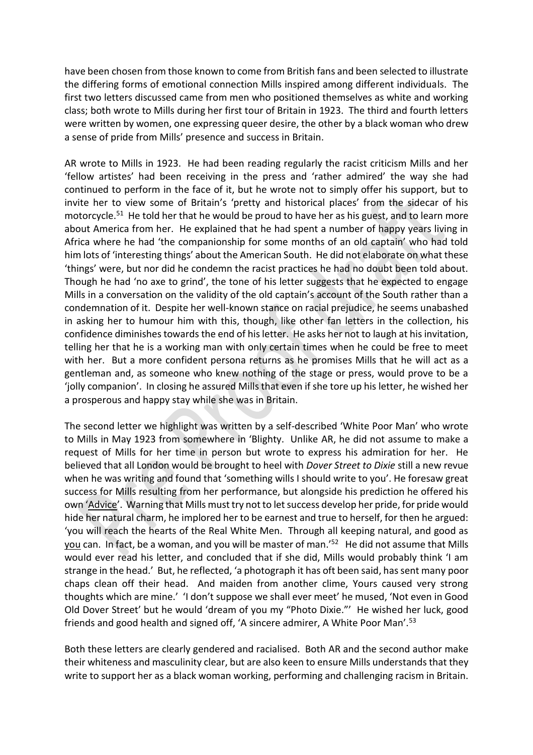have been chosen from those known to come from British fans and been selected to illustrate the differing forms of emotional connection Mills inspired among different individuals. The first two letters discussed came from men who positioned themselves as white and working class; both wrote to Mills during her first tour of Britain in 1923. The third and fourth letters were written by women, one expressing queer desire, the other by a black woman who drew a sense of pride from Mills' presence and success in Britain.

AR wrote to Mills in 1923. He had been reading regularly the racist criticism Mills and her 'fellow artistes' had been receiving in the press and 'rather admired' the way she had continued to perform in the face of it, but he wrote not to simply offer his support, but to invite her to view some of Britain's 'pretty and historical places' from the sidecar of his motorcycle.[51] He told her that he would be proud to have her as his guest, and to learn more about America from her. He explained that he had spent a number of happy years living in Africa where he had 'the companionship for some months of an old captain' who had told him lots of 'interesting things' about the American South. He did not elaborate on what these 'things' were, but nor did he condemn the racist practices he had no doubt been told about. Though he had 'no axe to grind', the tone of his letter suggests that he expected to engage Mills in a conversation on the validity of the old captain's account of the South rather than a condemnation of it. Despite her well-known stance on racial prejudice, he seems unabashed in asking her to humour him with this, though, like other fan letters in the collection, his confidence diminishes towards the end of his letter. He asks her not to laugh at his invitation, telling her that he is a working man with only certain times when he could be free to meet with her. But a more confident persona returns as he promises Mills that he will act as a gentleman and, as someone who knew nothing of the stage or press, would prove to be a 'jolly companion'. In closing he assured Mills that even if she tore up his letter, he wished her a prosperous and happy stay while she was in Britain.

The second letter we highlight was written by a self-described 'White Poor Man' who wrote to Mills in May 1923 from somewhere in 'Blighty. Unlike AR, he did not assume to make a request of Mills for her time in person but wrote to express his admiration for her. He believed that all London would be brought to heel with *Dover Street to Dixie* still a new revue when he was writing and found that 'something wills I should write to you'. He foresaw great success for Mills resulting from her performance, but alongside his prediction he offered his own 'Advice'. Warning that Mills must try not to let success develop her pride, for pride would hide her natural charm, he implored her to be earnest and true to herself, for then he argued: 'you will reach the hearts of the Real White Men. Through all keeping natural, and good as you can. In fact, be a woman, and you will be master of man.'[52] He did not assume that Mills would ever read his letter, and concluded that if she did, Mills would probably think 'I am strange in the head.' But, he reflected, 'a photograph it has oft been said, has sent many poor chaps clean off their head. And maiden from another clime, Yours caused very strong thoughts which are mine.' 'I don't suppose we shall ever meet' he mused, 'Not even in Good Old Dover Street' but he would 'dream of you my "Photo Dixie."' He wished her luck, good friends and good health and signed off, 'A sincere admirer, A White Poor Man'.[53]

Both these letters are clearly gendered and racialised. Both AR and the second author make their whiteness and masculinity clear, but are also keen to ensure Mills understands that they write to support her as a black woman working, performing and challenging racism in Britain.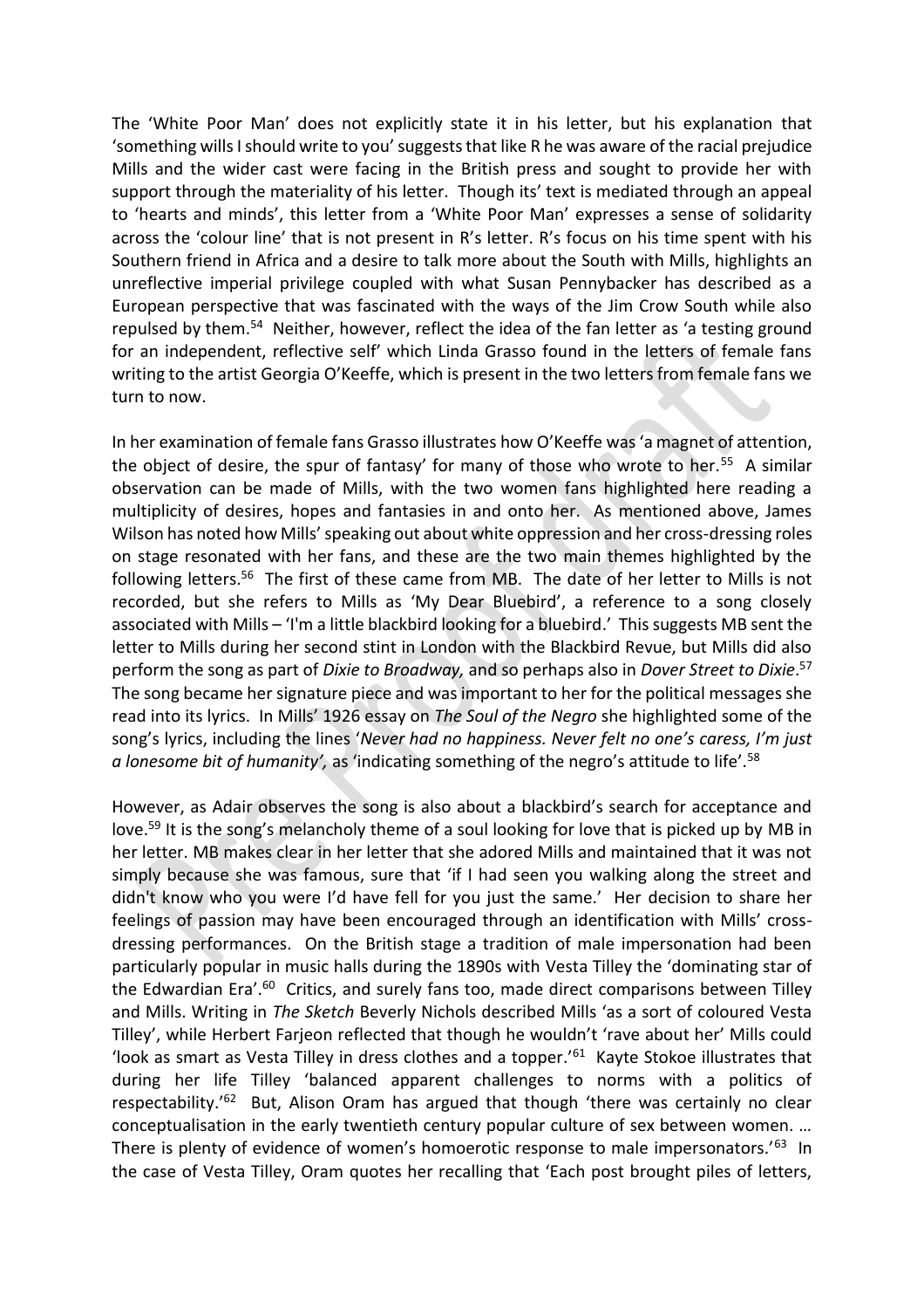The 'White Poor Man' does not explicitly state it in his letter, but his explanation that 'something wills I should write to you' suggests that like R he was aware of the racial prejudice Mills and the wider cast were facing in the British press and sought to provide her with support through the materiality of his letter. Though its' text is mediated through an appeal to 'hearts and minds', this letter from a 'White Poor Man' expresses a sense of solidarity across the 'colour line' that is not present in R's letter. R's focus on his time spent with his Southern friend in Africa and a desire to talk more about the South with Mills, highlights an unreflective imperial privilege coupled with what Susan Pennybacker has described as a European perspective that was fascinated with the ways of the Jim Crow South while also repulsed by them.[54] Neither, however, reflect the idea of the fan letter as 'a testing ground for an independent, reflective self' which Linda Grasso found in the letters of female fans writing to the artist Georgia O'Keeffe, which is present in the two letters from female fans we turn to now.

In her examination of female fans Grasso illustrates how O'Keeffe was 'a magnet of attention, the object of desire, the spur of fantasy' for many of those who wrote to her.[55] A similar observation can be made of Mills, with the two women fans highlighted here reading a multiplicity of desires, hopes and fantasies in and onto her. As mentioned above, James Wilson has noted how Mills' speaking out about white oppression and her cross-dressing roles on stage resonated with her fans, and these are the two main themes highlighted by the following letters.[56] The first of these came from MB. The date of her letter to Mills is not recorded, but she refers to Mills as 'My Dear Bluebird', a reference to a song closely associated with Mills – 'I'm a little blackbird looking for a bluebird.' This suggests MB sent the letter to Mills during her second stint in London with the Blackbird Revue, but Mills did also perform the song as part of *Dixie to Broadway,* and so perhaps also in *Dover Street to Dixie*.[57] The song became her signature piece and was important to her for the political messages she read into its lyrics. In Mills' 1926 essay on *The Soul of the Negro* she highlighted some of the song's lyrics, including the lines '*Never had no happiness. Never felt no one's caress, I'm just a lonesome bit of humanity',* as 'indicating something of the negro's attitude to life'.[58]

However, as Adair observes the song is also about a blackbird's search for acceptance and love.[59] It is the song's melancholy theme of a soul looking for love that is picked up by MB in her letter. MB makes clear in her letter that she adored Mills and maintained that it was not simply because she was famous, sure that 'if I had seen you walking along the street and didn't know who you were I'd have fell for you just the same.' Her decision to share her feelings of passion may have been encouraged through an identification with Mills' cross-dressing performances. On the British stage a tradition of male impersonation had been particularly popular in music halls during the 1890s with Vesta Tilley the 'dominating star of the Edwardian Era'.[60] Critics, and surely fans too, made direct comparisons between Tilley and Mills. Writing in *The Sketch* Beverly Nichols described Mills 'as a sort of coloured Vesta Tilley', while Herbert Farjeon reflected that though he wouldn't 'rave about her' Mills could 'look as smart as Vesta Tilley in dress clothes and a topper.'[61] Kayte Stokoe illustrates that during her life Tilley 'balanced apparent challenges to norms with a politics of respectability.'[62] But, Alison Oram has argued that though 'there was certainly no clear conceptualisation in the early twentieth century popular culture of sex between women. … There is plenty of evidence of women's homoerotic response to male impersonators.'[63] In the case of Vesta Tilley, Oram quotes her recalling that 'Each post brought piles of letters,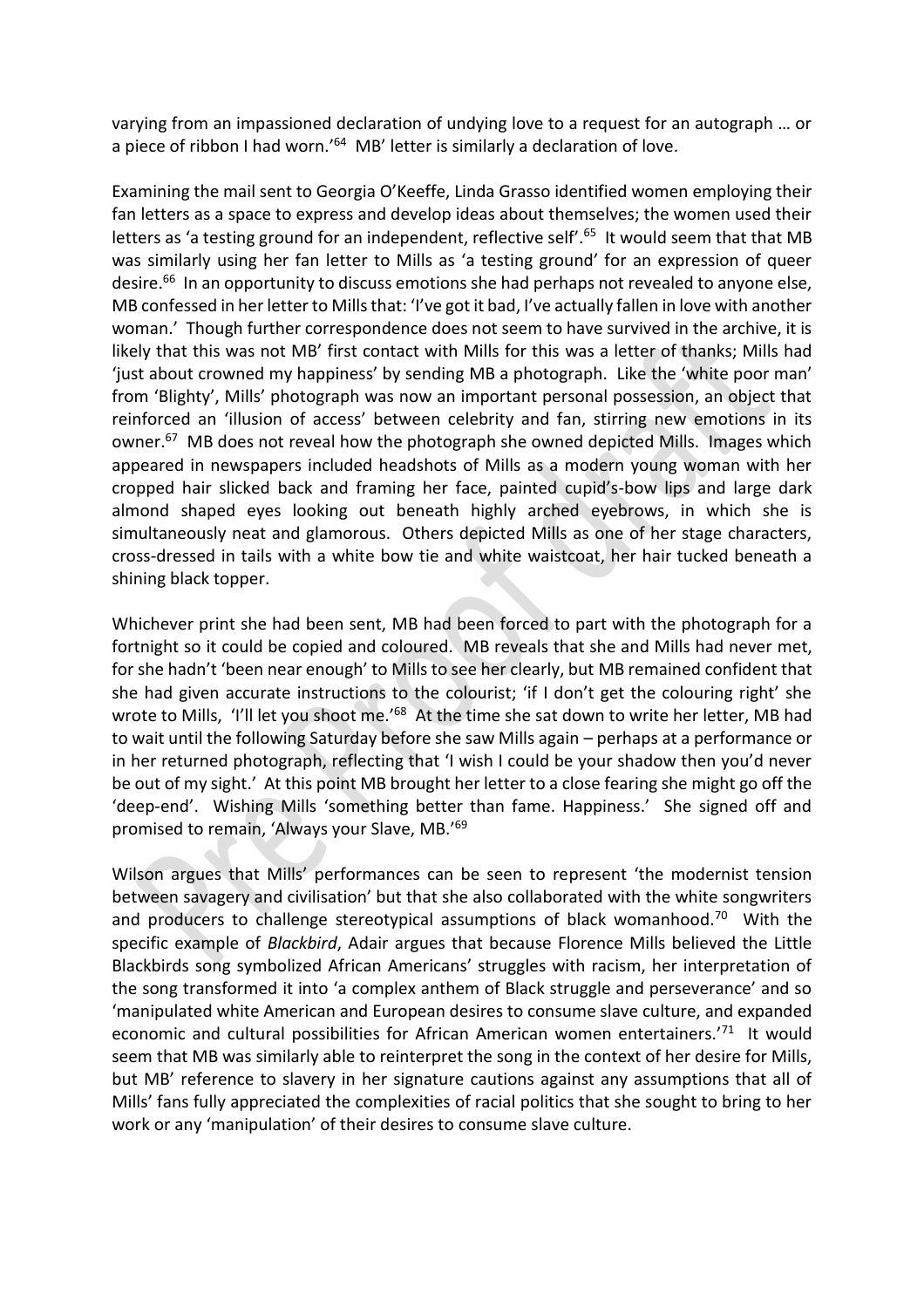varying from an impassioned declaration of undying love to a request for an autograph … or a piece of ribbon I had worn.'[64] MB' letter is similarly a declaration of love.

Examining the mail sent to Georgia O'Keeffe, Linda Grasso identified women employing their fan letters as a space to express and develop ideas about themselves; the women used their letters as 'a testing ground for an independent, reflective self'.[65] It would seem that that MB was similarly using her fan letter to Mills as 'a testing ground' for an expression of queer desire.[66] In an opportunity to discuss emotions she had perhaps not revealed to anyone else, MB confessed in her letter to Mills that: 'I've got it bad, I've actually fallen in love with another woman.' Though further correspondence does not seem to have survived in the archive, it is likely that this was not MB' first contact with Mills for this was a letter of thanks; Mills had 'just about crowned my happiness' by sending MB a photograph. Like the 'white poor man' from 'Blighty', Mills' photograph was now an important personal possession, an object that reinforced an 'illusion of access' between celebrity and fan, stirring new emotions in its owner.[67] MB does not reveal how the photograph she owned depicted Mills. Images which appeared in newspapers included headshots of Mills as a modern young woman with her cropped hair slicked back and framing her face, painted cupid's-bow lips and large dark almond shaped eyes looking out beneath highly arched eyebrows, in which she is simultaneously neat and glamorous. Others depicted Mills as one of her stage characters, cross-dressed in tails with a white bow tie and white waistcoat, her hair tucked beneath a shining black topper.

Whichever print she had been sent, MB had been forced to part with the photograph for a fortnight so it could be copied and coloured. MB reveals that she and Mills had never met, for she hadn't 'been near enough' to Mills to see her clearly, but MB remained confident that she had given accurate instructions to the colourist; 'if I don't get the colouring right' she wrote to Mills, 'I'll let you shoot me.'[68] At the time she sat down to write her letter, MB had to wait until the following Saturday before she saw Mills again – perhaps at a performance or in her returned photograph, reflecting that 'I wish I could be your shadow then you'd never be out of my sight.' At this point MB brought her letter to a close fearing she might go off the 'deep-end'. Wishing Mills 'something better than fame. Happiness.' She signed off and promised to remain, 'Always your Slave, MB.'[69]

Wilson argues that Mills' performances can be seen to represent 'the modernist tension between savagery and civilisation' but that she also collaborated with the white songwriters and producers to challenge stereotypical assumptions of black womanhood.[70] With the specific example of *Blackbird*, Adair argues that because Florence Mills believed the Little Blackbirds song symbolized African Americans' struggles with racism, her interpretation of the song transformed it into 'a complex anthem of Black struggle and perseverance' and so 'manipulated white American and European desires to consume slave culture, and expanded economic and cultural possibilities for African American women entertainers.'[71] It would seem that MB was similarly able to reinterpret the song in the context of her desire for Mills, but MB' reference to slavery in her signature cautions against any assumptions that all of Mills' fans fully appreciated the complexities of racial politics that she sought to bring to her work or any 'manipulation' of their desires to consume slave culture.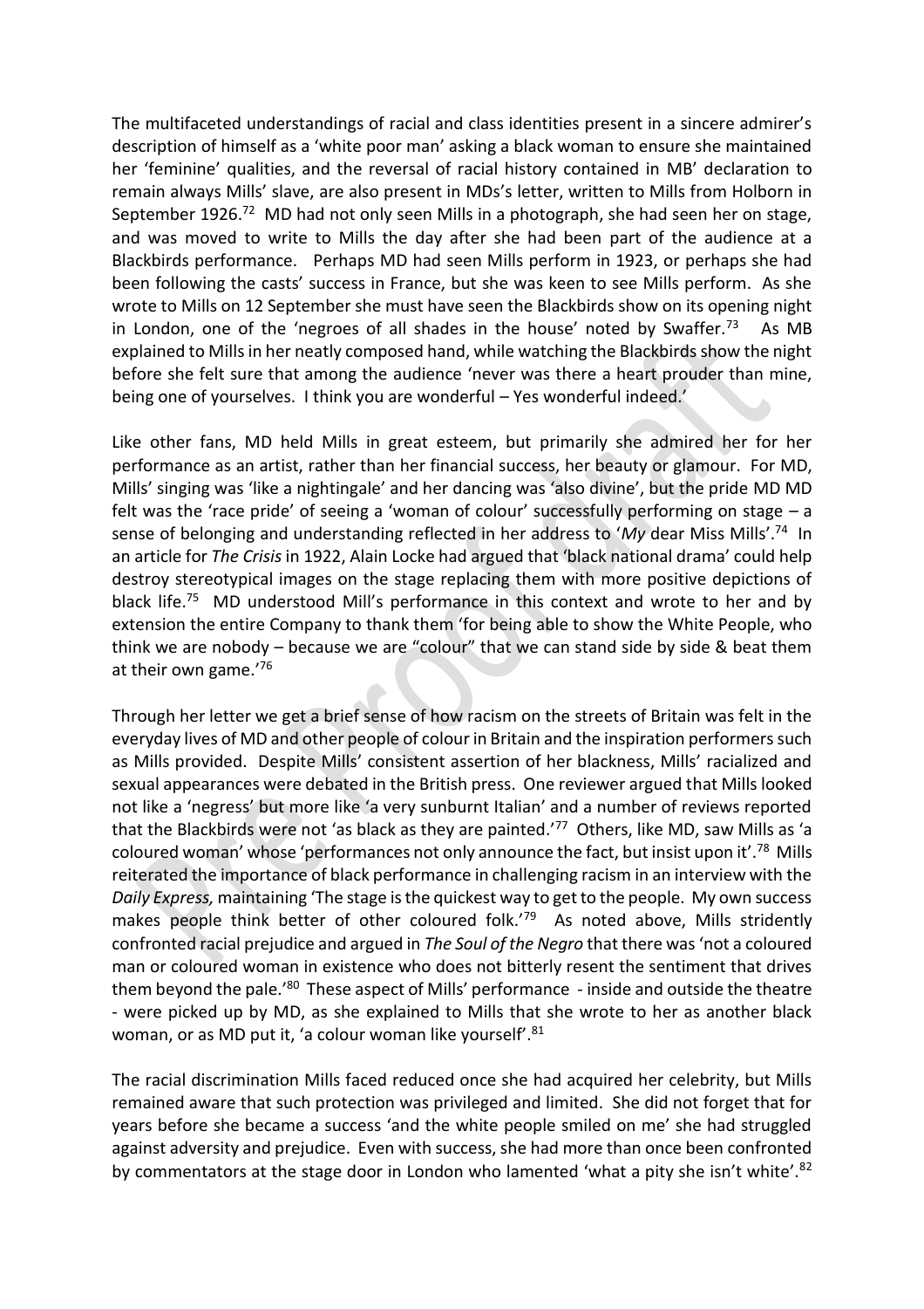The multifaceted understandings of racial and class identities present in a sincere admirer's description of himself as a 'white poor man' asking a black woman to ensure she maintained her 'feminine' qualities, and the reversal of racial history contained in MB' declaration to remain always Mills' slave, are also present in MDs's letter, written to Mills from Holborn in September 1926.[72] MD had not only seen Mills in a photograph, she had seen her on stage, and was moved to write to Mills the day after she had been part of the audience at a Blackbirds performance. Perhaps MD had seen Mills perform in 1923, or perhaps she had been following the casts' success in France, but she was keen to see Mills perform. As she wrote to Mills on 12 September she must have seen the Blackbirds show on its opening night in London, one of the 'negroes of all shades in the house' noted by Swaffer.[73] As MB explained to Mills in her neatly composed hand, while watching the Blackbirds show the night before she felt sure that among the audience 'never was there a heart prouder than mine, being one of yourselves. I think you are wonderful – Yes wonderful indeed.'

Like other fans, MD held Mills in great esteem, but primarily she admired her for her performance as an artist, rather than her financial success, her beauty or glamour. For MD, Mills' singing was 'like a nightingale' and her dancing was 'also divine', but the pride MD MD felt was the 'race pride' of seeing a 'woman of colour' successfully performing on stage – a sense of belonging and understanding reflected in her address to '*My* dear Miss Mills'.[74] In an article for *The Crisis* in 1922, Alain Locke had argued that 'black national drama' could help destroy stereotypical images on the stage replacing them with more positive depictions of black life.[75] MD understood Mill's performance in this context and wrote to her and by extension the entire Company to thank them 'for being able to show the White People, who think we are nobody – because we are "colour" that we can stand side by side & beat them at their own game.'[76]

Through her letter we get a brief sense of how racism on the streets of Britain was felt in the everyday lives of MD and other people of colour in Britain and the inspiration performers such as Mills provided. Despite Mills' consistent assertion of her blackness, Mills' racialized and sexual appearances were debated in the British press. One reviewer argued that Mills looked not like a 'negress' but more like 'a very sunburnt Italian' and a number of reviews reported that the Blackbirds were not 'as black as they are painted.'[77] Others, like MD, saw Mills as 'a coloured woman' whose 'performances not only announce the fact, but insist upon it'.[78] Mills reiterated the importance of black performance in challenging racism in an interview with the *Daily Express,* maintaining 'The stage is the quickest way to get to the people. My own success makes people think better of other coloured folk.'[79] As noted above, Mills stridently confronted racial prejudice and argued in *The Soul of the Negro* that there was 'not a coloured man or coloured woman in existence who does not bitterly resent the sentiment that drives them beyond the pale.'[80] These aspect of Mills' performance - inside and outside the theatre - were picked up by MD, as she explained to Mills that she wrote to her as another black woman, or as MD put it, 'a colour woman like yourself'.[81]

The racial discrimination Mills faced reduced once she had acquired her celebrity, but Mills remained aware that such protection was privileged and limited. She did not forget that for years before she became a success 'and the white people smiled on me' she had struggled against adversity and prejudice. Even with success, she had more than once been confronted by commentators at the stage door in London who lamented 'what a pity she isn't white'.[82]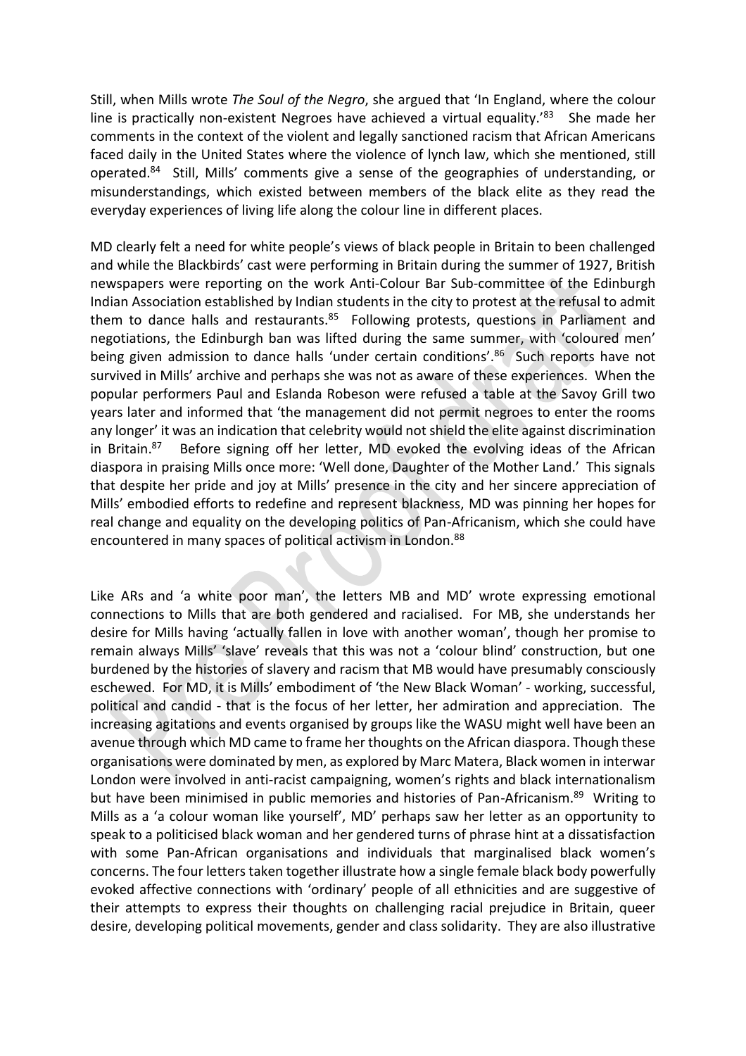Still, when Mills wrote *The Soul of the Negro*, she argued that 'In England, where the colour line is practically non-existent Negroes have achieved a virtual equality.'[83] She made her comments in the context of the violent and legally sanctioned racism that African Americans faced daily in the United States where the violence of lynch law, which she mentioned, still operated.[84] Still, Mills' comments give a sense of the geographies of understanding, or misunderstandings, which existed between members of the black elite as they read the everyday experiences of living life along the colour line in different places.

MD clearly felt a need for white people's views of black people in Britain to been challenged and while the Blackbirds' cast were performing in Britain during the summer of 1927, British newspapers were reporting on the work Anti-Colour Bar Sub-committee of the Edinburgh Indian Association established by Indian students in the city to protest at the refusal to admit them to dance halls and restaurants.[85] Following protests, questions in Parliament and negotiations, the Edinburgh ban was lifted during the same summer, with 'coloured men' being given admission to dance halls 'under certain conditions'.[86] Such reports have not survived in Mills' archive and perhaps she was not as aware of these experiences. When the popular performers Paul and Eslanda Robeson were refused a table at the Savoy Grill two years later and informed that 'the management did not permit negroes to enter the rooms any longer' it was an indication that celebrity would not shield the elite against discrimination in Britain.[87] Before signing off her letter, MD evoked the evolving ideas of the African diaspora in praising Mills once more: 'Well done, Daughter of the Mother Land.' This signals that despite her pride and joy at Mills' presence in the city and her sincere appreciation of Mills' embodied efforts to redefine and represent blackness, MD was pinning her hopes for real change and equality on the developing politics of Pan-Africanism, which she could have encountered in many spaces of political activism in London.[88]

Like ARs and 'a white poor man', the letters MB and MD' wrote expressing emotional connections to Mills that are both gendered and racialised. For MB, she understands her desire for Mills having 'actually fallen in love with another woman', though her promise to remain always Mills' 'slave' reveals that this was not a 'colour blind' construction, but one burdened by the histories of slavery and racism that MB would have presumably consciously eschewed. For MD, it is Mills' embodiment of 'the New Black Woman' - working, successful, political and candid - that is the focus of her letter, her admiration and appreciation. The increasing agitations and events organised by groups like the WASU might well have been an avenue through which MD came to frame her thoughts on the African diaspora. Though these organisations were dominated by men, as explored by Marc Matera, Black women in interwar London were involved in anti-racist campaigning, women's rights and black internationalism but have been minimised in public memories and histories of Pan-Africanism.[89] Writing to Mills as a 'a colour woman like yourself', MD' perhaps saw her letter as an opportunity to speak to a politicised black woman and her gendered turns of phrase hint at a dissatisfaction with some Pan-African organisations and individuals that marginalised black women's concerns. The four letters taken together illustrate how a single female black body powerfully evoked affective connections with 'ordinary' people of all ethnicities and are suggestive of their attempts to express their thoughts on challenging racial prejudice in Britain, queer desire, developing political movements, gender and class solidarity. They are also illustrative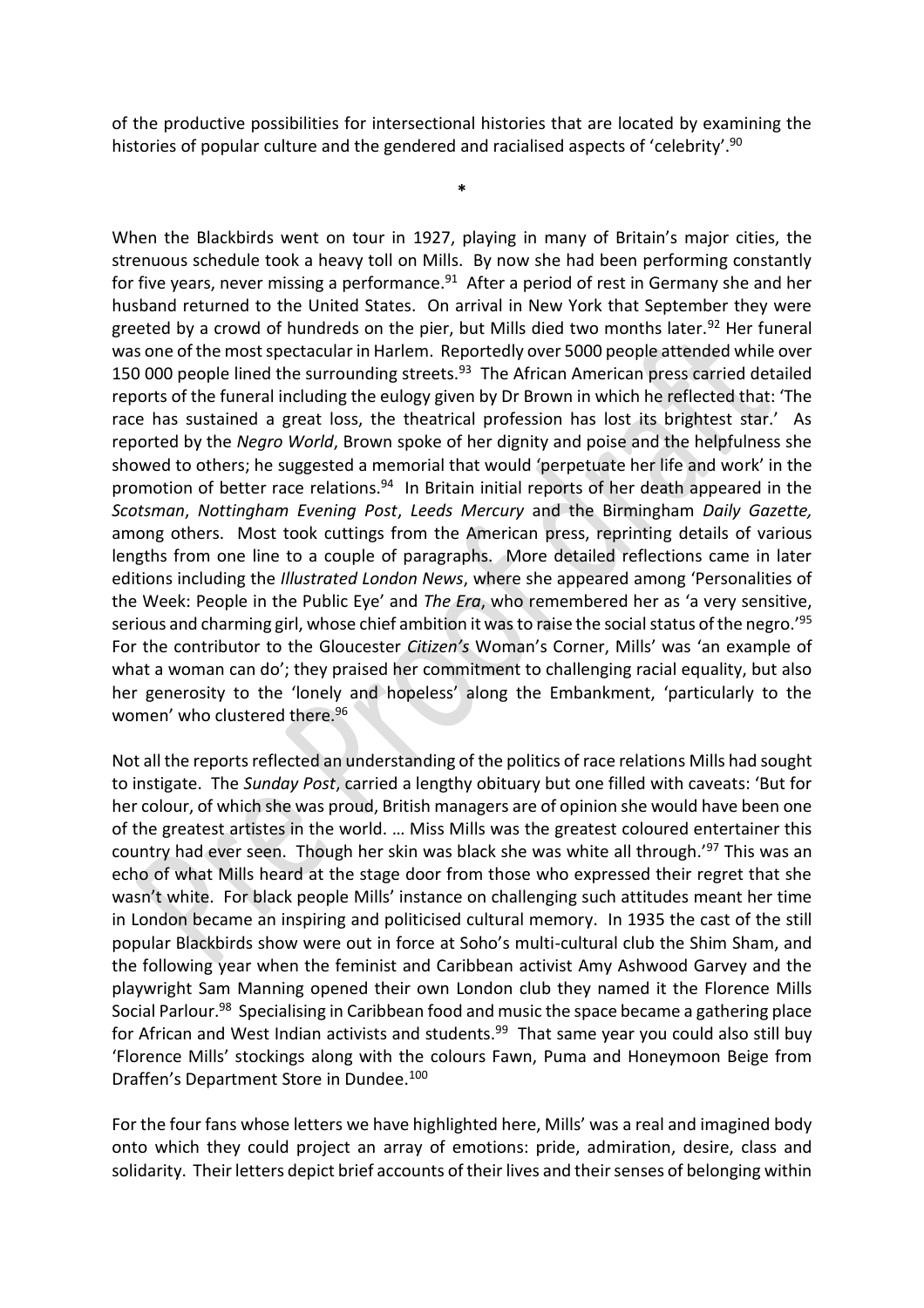of the productive possibilities for intersectional histories that are located by examining the histories of popular culture and the gendered and racialised aspects of 'celebrity'.[90]

*

When the Blackbirds went on tour in 1927, playing in many of Britain's major cities, the strenuous schedule took a heavy toll on Mills. By now she had been performing constantly for five years, never missing a performance.[91] After a period of rest in Germany she and her husband returned to the United States. On arrival in New York that September they were greeted by a crowd of hundreds on the pier, but Mills died two months later.[92] Her funeral was one of the most spectacular in Harlem. Reportedly over 5000 people attended while over 150 000 people lined the surrounding streets.[93] The African American press carried detailed reports of the funeral including the eulogy given by Dr Brown in which he reflected that: 'The race has sustained a great loss, the theatrical profession has lost its brightest star.' As reported by the *Negro World*, Brown spoke of her dignity and poise and the helpfulness she showed to others; he suggested a memorial that would 'perpetuate her life and work' in the promotion of better race relations.[94] In Britain initial reports of her death appeared in the *Scotsman*, *Nottingham Evening Post*, *Leeds Mercury* and the Birmingham *Daily Gazette,* among others. Most took cuttings from the American press, reprinting details of various lengths from one line to a couple of paragraphs. More detailed reflections came in later editions including the *Illustrated London News*, where she appeared among 'Personalities of the Week: People in the Public Eye' and *The Era*, who remembered her as 'a very sensitive, serious and charming girl, whose chief ambition it was to raise the social status of the negro.'[95] For the contributor to the Gloucester *Citizen's* Woman's Corner, Mills' was 'an example of what a woman can do'; they praised her commitment to challenging racial equality, but also her generosity to the 'lonely and hopeless' along the Embankment, 'particularly to the women' who clustered there.[96]

Not all the reports reflected an understanding of the politics of race relations Mills had sought to instigate. The *Sunday Post*, carried a lengthy obituary but one filled with caveats: 'But for her colour, of which she was proud, British managers are of opinion she would have been one of the greatest artistes in the world. … Miss Mills was the greatest coloured entertainer this country had ever seen. Though her skin was black she was white all through.'[97] This was an echo of what Mills heard at the stage door from those who expressed their regret that she wasn't white. For black people Mills' instance on challenging such attitudes meant her time in London became an inspiring and politicised cultural memory. In 1935 the cast of the still popular Blackbirds show were out in force at Soho's multi-cultural club the Shim Sham, and the following year when the feminist and Caribbean activist Amy Ashwood Garvey and the playwright Sam Manning opened their own London club they named it the Florence Mills Social Parlour.[98] Specialising in Caribbean food and music the space became a gathering place for African and West Indian activists and students.[99] That same year you could also still buy 'Florence Mills' stockings along with the colours Fawn, Puma and Honeymoon Beige from Draffen's Department Store in Dundee.[100]

For the four fans whose letters we have highlighted here, Mills' was a real and imagined body onto which they could project an array of emotions: pride, admiration, desire, class and solidarity. Their letters depict brief accounts of their lives and their senses of belonging within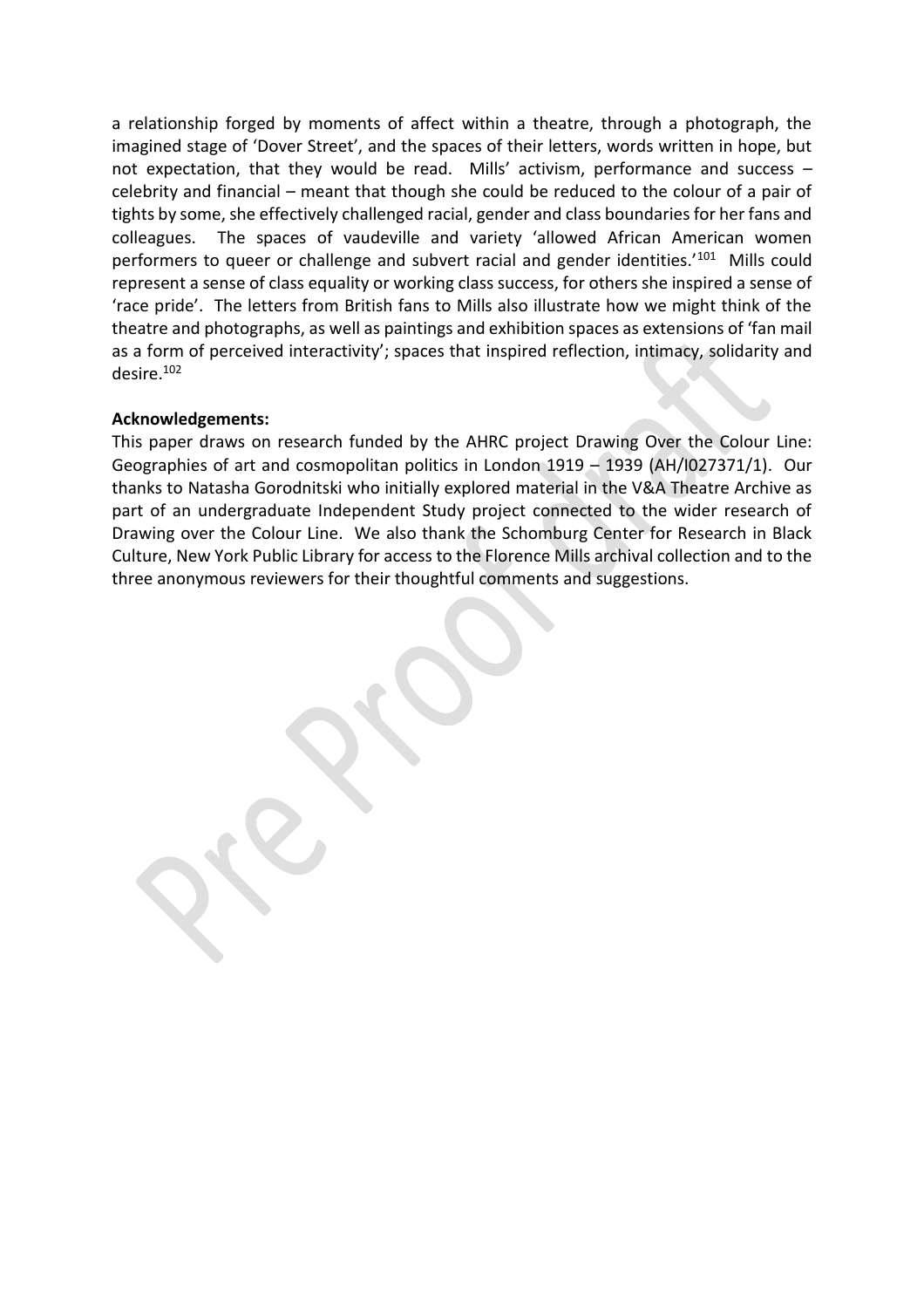a relationship forged by moments of affect within a theatre, through a photograph, the imagined stage of 'Dover Street', and the spaces of their letters, words written in hope, but not expectation, that they would be read. Mills' activism, performance and success – celebrity and financial – meant that though she could be reduced to the colour of a pair of tights by some, she effectively challenged racial, gender and class boundaries for her fans and colleagues. The spaces of vaudeville and variety 'allowed African American women performers to queer or challenge and subvert racial and gender identities.'[101] Mills could represent a sense of class equality or working class success, for others she inspired a sense of 'race pride'. The letters from British fans to Mills also illustrate how we might think of the theatre and photographs, as well as paintings and exhibition spaces as extensions of 'fan mail as a form of perceived interactivity'; spaces that inspired reflection, intimacy, solidarity and desire.[102]

**Acknowledgements:**
This paper draws on research funded by the AHRC project Drawing Over the Colour Line: Geographies of art and cosmopolitan politics in London 1919 – 1939 (AH/I027371/1). Our thanks to Natasha Gorodnitski who initially explored material in the V&A Theatre Archive as part of an undergraduate Independent Study project connected to the wider research of Drawing over the Colour Line. We also thank the Schomburg Center for Research in Black Culture, New York Public Library for access to the Florence Mills archival collection and to the three anonymous reviewers for their thoughtful comments and suggestions.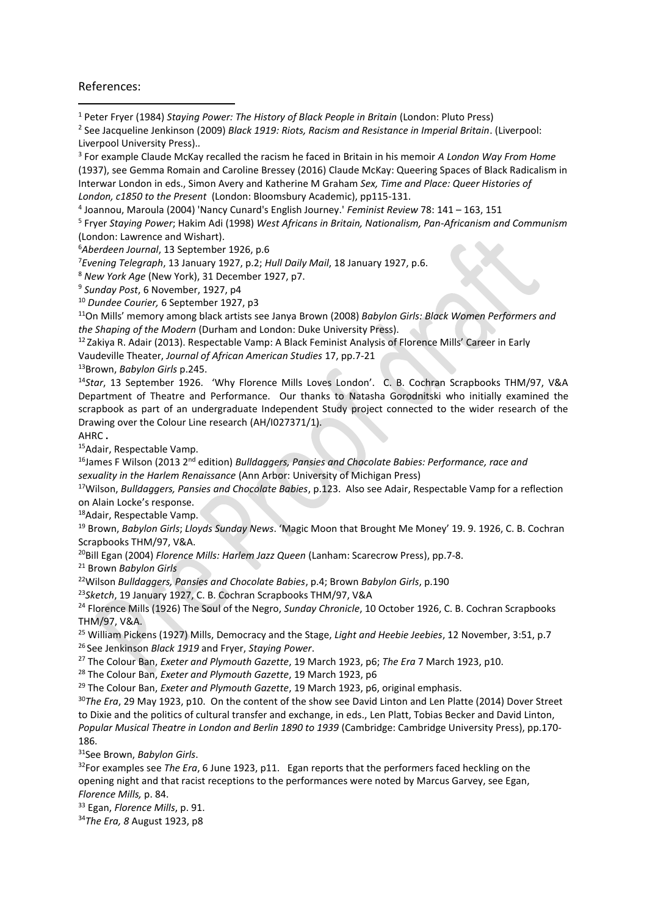References:

[1] Peter Fryer (1984) *Staying Power: The History of Black People in Britain* (London: Pluto Press)

[2] See Jacqueline Jenkinson (2009) *Black 1919: Riots, Racism and Resistance in Imperial Britain*. (Liverpool: Liverpool University Press)..

[3] For example Claude McKay recalled the racism he faced in Britain in his memoir *A London Way From Home* (1937), see Gemma Romain and Caroline Bressey (2016) Claude McKay: Queering Spaces of Black Radicalism in Interwar London in eds., Simon Avery and Katherine M Graham *Sex, Time and Place: Queer Histories of London, c1850 to the Present* (London: Bloomsbury Academic), pp115-131.

[4] Joannou, Maroula (2004) 'Nancy Cunard's English Journey.' *Feminist Review* 78: 141 – 163, 151

[5] Fryer *Staying Power*; Hakim Adi (1998) *West Africans in Britain, Nationalism, Pan-Africanism and Communism* (London: Lawrence and Wishart).

[6] *Aberdeen Journal*, 13 September 1926, p.6

[7] *Evening Telegraph*, 13 January 1927, p.2; *Hull Daily Mail*, 18 January 1927, p.6.

[8] *New York Age* (New York), 31 December 1927, p7.

[9] *Sunday Post*, 6 November, 1927, p4

[10] *Dundee Courier,* 6 September 1927, p3

[11] On Mills' memory among black artists see Janya Brown (2008) *Babylon Girls: Black Women Performers and the Shaping of the Modern* (Durham and London: Duke University Press).

[12] Zakiya R. Adair (2013). Respectable Vamp: A Black Feminist Analysis of Florence Mills' Career in Early Vaudeville Theater, *Journal of African American Studies* 17, pp.7-21

[13] Brown, *Babylon Girls* p.245.

[14] *Star*, 13 September 1926. 'Why Florence Mills Loves London'. C. B. Cochran Scrapbooks THM/97, V&A Department of Theatre and Performance. Our thanks to Natasha Gorodnitski who initially examined the scrapbook as part of an undergraduate Independent Study project connected to the wider research of the Drawing over the Colour Line research (AH/I027371/1).
AHRC.

[15] Adair, Respectable Vamp.

[16] James F Wilson (2013 2nd edition) *Bulldaggers, Pansies and Chocolate Babies: Performance, race and sexuality in the Harlem Renaissance* (Ann Arbor: University of Michigan Press)

[17] Wilson, *Bulldaggers, Pansies and Chocolate Babies*, p.123. Also see Adair, Respectable Vamp for a reflection on Alain Locke's response.

[18] Adair, Respectable Vamp.

[19] Brown, *Babylon Girls*; *Lloyds Sunday News*. 'Magic Moon that Brought Me Money' 19. 9. 1926, C. B. Cochran Scrapbooks THM/97, V&A.

[20] Bill Egan (2004) *Florence Mills: Harlem Jazz Queen* (Lanham: Scarecrow Press), pp.7-8.

[21] Brown *Babylon Girls*

[22] Wilson *Bulldaggers, Pansies and Chocolate Babies*, p.4; Brown *Babylon Girls*, p.190

[23] *Sketch*, 19 January 1927, C. B. Cochran Scrapbooks THM/97, V&A

[24] Florence Mills (1926) The Soul of the Negro, *Sunday Chronicle*, 10 October 1926, C. B. Cochran Scrapbooks THM/97, V&A.

[25] William Pickens (1927) Mills, Democracy and the Stage, *Light and Heebie Jeebies*, 12 November, 3:51, p.7

[26] See Jenkinson *Black 1919* and Fryer, *Staying Power*.

[27] The Colour Ban, *Exeter and Plymouth Gazette*, 19 March 1923, p6; *The Era* 7 March 1923, p10.

[28] The Colour Ban, *Exeter and Plymouth Gazette*, 19 March 1923, p6

[29] The Colour Ban, *Exeter and Plymouth Gazette*, 19 March 1923, p6, original emphasis.

[30] *The Era*, 29 May 1923, p10. On the content of the show see David Linton and Len Platte (2014) Dover Street to Dixie and the politics of cultural transfer and exchange, in eds., Len Platt, Tobias Becker and David Linton, *Popular Musical Theatre in London and Berlin 1890 to 1939* (Cambridge: Cambridge University Press), pp.170-186.

[31] See Brown, *Babylon Girls*.

[32] For examples see *The Era*, 6 June 1923, p11. Egan reports that the performers faced heckling on the opening night and that racist receptions to the performances were noted by Marcus Garvey, see Egan, *Florence Mills,* p. 84.

[33] Egan, *Florence Mills*, p. 91.

[34] *The Era, 8* August 1923, p8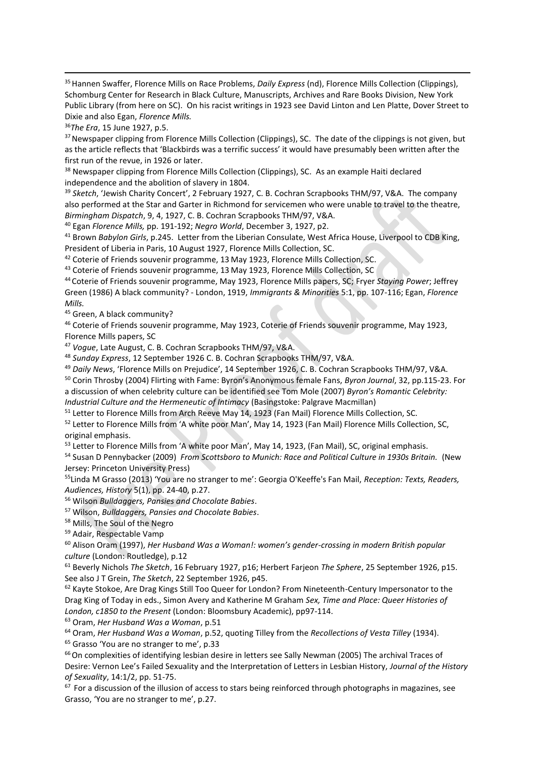[35] Hannen Swaffer, Florence Mills on Race Problems, *Daily Express* (nd), Florence Mills Collection (Clippings), Schomburg Center for Research in Black Culture, Manuscripts, Archives and Rare Books Division, New York Public Library (from here on SC). On his racist writings in 1923 see David Linton and Len Platte, Dover Street to Dixie and also Egan, *Florence Mills.*

[36] *The Era*, 15 June 1927, p.5.

[37] Newspaper clipping from Florence Mills Collection (Clippings), SC. The date of the clippings is not given, but as the article reflects that 'Blackbirds was a terrific success' it would have presumably been written after the first run of the revue, in 1926 or later.

[38] Newspaper clipping from Florence Mills Collection (Clippings), SC. As an example Haiti declared independence and the abolition of slavery in 1804.

[39] *Sketch*, 'Jewish Charity Concert', 2 February 1927, C. B. Cochran Scrapbooks THM/97, V&A. The company also performed at the Star and Garter in Richmond for servicemen who were unable to travel to the theatre, *Birmingham Dispatch*, 9, 4, 1927, C. B. Cochran Scrapbooks THM/97, V&A.

[40] Egan *Florence Mills,* pp. 191-192; *Negro World*, December 3, 1927, p2.

[41] Brown *Babylon Girls*, p.245. Letter from the Liberian Consulate, West Africa House, Liverpool to CDB King, President of Liberia in Paris, 10 August 1927, Florence Mills Collection, SC.

[42] Coterie of Friends souvenir programme, 13 May 1923, Florence Mills Collection, SC.

[43] Coterie of Friends souvenir programme, 13 May 1923, Florence Mills Collection, SC

[44] Coterie of Friends souvenir programme, May 1923, Florence Mills papers, SC; Fryer *Staying Power*; Jeffrey Green (1986) A black community? - London, 1919, *Immigrants & Minorities* 5:1, pp. 107-116; Egan, *Florence Mills.*

[45] Green, A black community?

[46] Coterie of Friends souvenir programme, May 1923, Coterie of Friends souvenir programme, May 1923, Florence Mills papers, SC

[47] *Vogue*, Late August, C. B. Cochran Scrapbooks THM/97, V&A.

[48] *Sunday Express*, 12 September 1926 C. B. Cochran Scrapbooks THM/97, V&A.

[49] *Daily News*, 'Florence Mills on Prejudice', 14 September 1926, C. B. Cochran Scrapbooks THM/97, V&A.

[50] Corin Throsby (2004) Flirting with Fame: Byron's Anonymous female Fans, *Byron Journal*, 32, pp.115-23. For a discussion of when celebrity culture can be identified see Tom Mole (2007) *Byron's Romantic Celebrity: Industrial Culture and the Hermeneutic of Intimacy* (Basingstoke: Palgrave Macmillan)

[51] Letter to Florence Mills from Arch Reeve May 14, 1923 (Fan Mail) Florence Mills Collection, SC.

[52] Letter to Florence Mills from 'A white poor Man', May 14, 1923 (Fan Mail) Florence Mills Collection, SC, original emphasis.

[53] Letter to Florence Mills from 'A white poor Man', May 14, 1923, (Fan Mail), SC, original emphasis.

[54] Susan D Pennybacker (2009) *From Scottsboro to Munich: Race and Political Culture in 1930s Britain.* (New Jersey: Princeton University Press)

[55] Linda M Grasso (2013) 'You are no stranger to me': Georgia O'Keeffe's Fan Mail, *Reception: Texts, Readers, Audiences, History* 5(1), pp. 24-40, p.27.

[56] Wilson *Bulldaggers, Pansies and Chocolate Babies*.

[57] Wilson, *Bulldaggers, Pansies and Chocolate Babies*.

[58] Mills, The Soul of the Negro

[59] Adair, Respectable Vamp

[60] Alison Oram (1997), *Her Husband Was a Woman!: women's gender-crossing in modern British popular culture* (London: Routledge), p.12

[61] Beverly Nichols *The Sketch*, 16 February 1927, p16; Herbert Farjeon *The Sphere*, 25 September 1926, p15. See also J T Grein, *The Sketch*, 22 September 1926, p45.

[62] Kayte Stokoe, Are Drag Kings Still Too Queer for London? From Nineteenth-Century Impersonator to the Drag King of Today in eds., Simon Avery and Katherine M Graham *Sex, Time and Place: Queer Histories of London, c1850 to the Present* (London: Bloomsbury Academic), pp97-114.

[63] Oram, *Her Husband Was a Woman*, p.51

[64] Oram, *Her Husband Was a Woman*, p.52, quoting Tilley from the *Recollections of Vesta Tilley* (1934).

[65] Grasso 'You are no stranger to me', p.33

[66] On complexities of identifying lesbian desire in letters see Sally Newman (2005) The archival Traces of Desire: Vernon Lee's Failed Sexuality and the Interpretation of Letters in Lesbian History, *Journal of the History of Sexuality*, 14:1/2, pp. 51-75.

[67] For a discussion of the illusion of access to stars being reinforced through photographs in magazines, see Grasso, 'You are no stranger to me', p.27.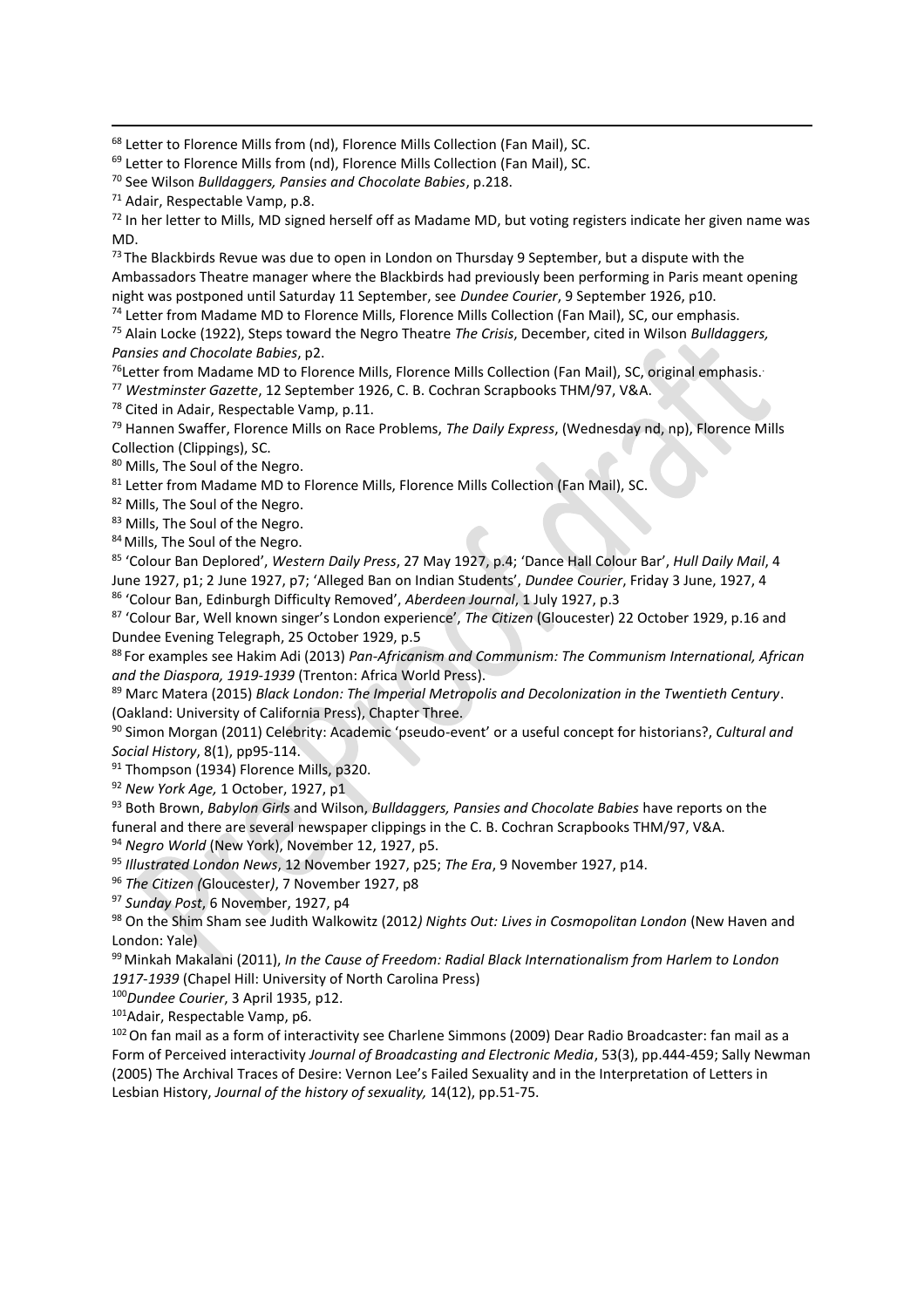[68] Letter to Florence Mills from (nd), Florence Mills Collection (Fan Mail), SC.

[69] Letter to Florence Mills from (nd), Florence Mills Collection (Fan Mail), SC.

[70] See Wilson *Bulldaggers, Pansies and Chocolate Babies*, p.218.

[71] Adair, Respectable Vamp, p.8.

[72] In her letter to Mills, MD signed herself off as Madame MD, but voting registers indicate her given name was MD.

[73] The Blackbirds Revue was due to open in London on Thursday 9 September, but a dispute with the Ambassadors Theatre manager where the Blackbirds had previously been performing in Paris meant opening night was postponed until Saturday 11 September, see *Dundee Courier*, 9 September 1926, p10.

[74] Letter from Madame MD to Florence Mills, Florence Mills Collection (Fan Mail), SC, our emphasis.

[75] Alain Locke (1922), Steps toward the Negro Theatre *The Crisis*, December, cited in Wilson *Bulldaggers, Pansies and Chocolate Babies*, p2.

[76] Letter from Madame MD to Florence Mills, Florence Mills Collection (Fan Mail), SC, original emphasis.

[77] *Westminster Gazette*, 12 September 1926, C. B. Cochran Scrapbooks THM/97, V&A.

[78] Cited in Adair, Respectable Vamp, p.11.

[79] Hannen Swaffer, Florence Mills on Race Problems, *The Daily Express*, (Wednesday nd, np), Florence Mills Collection (Clippings), SC.

[80] Mills, The Soul of the Negro.

[81] Letter from Madame MD to Florence Mills, Florence Mills Collection (Fan Mail), SC.

[82] Mills, The Soul of the Negro.

[83] Mills, The Soul of the Negro.

[84] Mills, The Soul of the Negro.

[85] 'Colour Ban Deplored', *Western Daily Press*, 27 May 1927, p.4; 'Dance Hall Colour Bar', *Hull Daily Mail*, 4 June 1927, p1; 2 June 1927, p7; 'Alleged Ban on Indian Students', *Dundee Courier*, Friday 3 June, 1927, 4

[86] 'Colour Ban, Edinburgh Difficulty Removed', *Aberdeen Journal*, 1 July 1927, p.3

[87] 'Colour Bar, Well known singer's London experience', *The Citizen* (Gloucester) 22 October 1929, p.16 and Dundee Evening Telegraph, 25 October 1929, p.5

[88] For examples see Hakim Adi (2013) *Pan-Africanism and Communism: The Communism International, African and the Diaspora, 1919-1939* (Trenton: Africa World Press).

[89] Marc Matera (2015) *Black London: The Imperial Metropolis and Decolonization in the Twentieth Century*. (Oakland: University of California Press), Chapter Three.

[90] Simon Morgan (2011) Celebrity: Academic 'pseudo-event' or a useful concept for historians?, *Cultural and Social History*, 8(1), pp95-114.

[91] Thompson (1934) Florence Mills, p320.

[92] *New York Age,* 1 October, 1927, p1

[93] Both Brown, *Babylon Girls* and Wilson, *Bulldaggers, Pansies and Chocolate Babies* have reports on the funeral and there are several newspaper clippings in the C. B. Cochran Scrapbooks THM/97, V&A.

[94] *Negro World* (New York), November 12, 1927, p5.

[95] *Illustrated London News*, 12 November 1927, p25; *The Era*, 9 November 1927, p14.

[96] *The Citizen (*Gloucester*)*, 7 November 1927, p8

[97] *Sunday Post*, 6 November, 1927, p4

[98] On the Shim Sham see Judith Walkowitz (2012*) Nights Out: Lives in Cosmopolitan London* (New Haven and London: Yale)

[99] Minkah Makalani (2011), *In the Cause of Freedom: Radial Black Internationalism from Harlem to London 1917-1939* (Chapel Hill: University of North Carolina Press)

[100] *Dundee Courier*, 3 April 1935, p12.

[101] Adair, Respectable Vamp, p6.

[102] On fan mail as a form of interactivity see Charlene Simmons (2009) Dear Radio Broadcaster: fan mail as a Form of Perceived interactivity *Journal of Broadcasting and Electronic Media*, 53(3), pp.444-459; Sally Newman (2005) The Archival Traces of Desire: Vernon Lee's Failed Sexuality and in the Interpretation of Letters in Lesbian History, *Journal of the history of sexuality,* 14(12), pp.51-75.